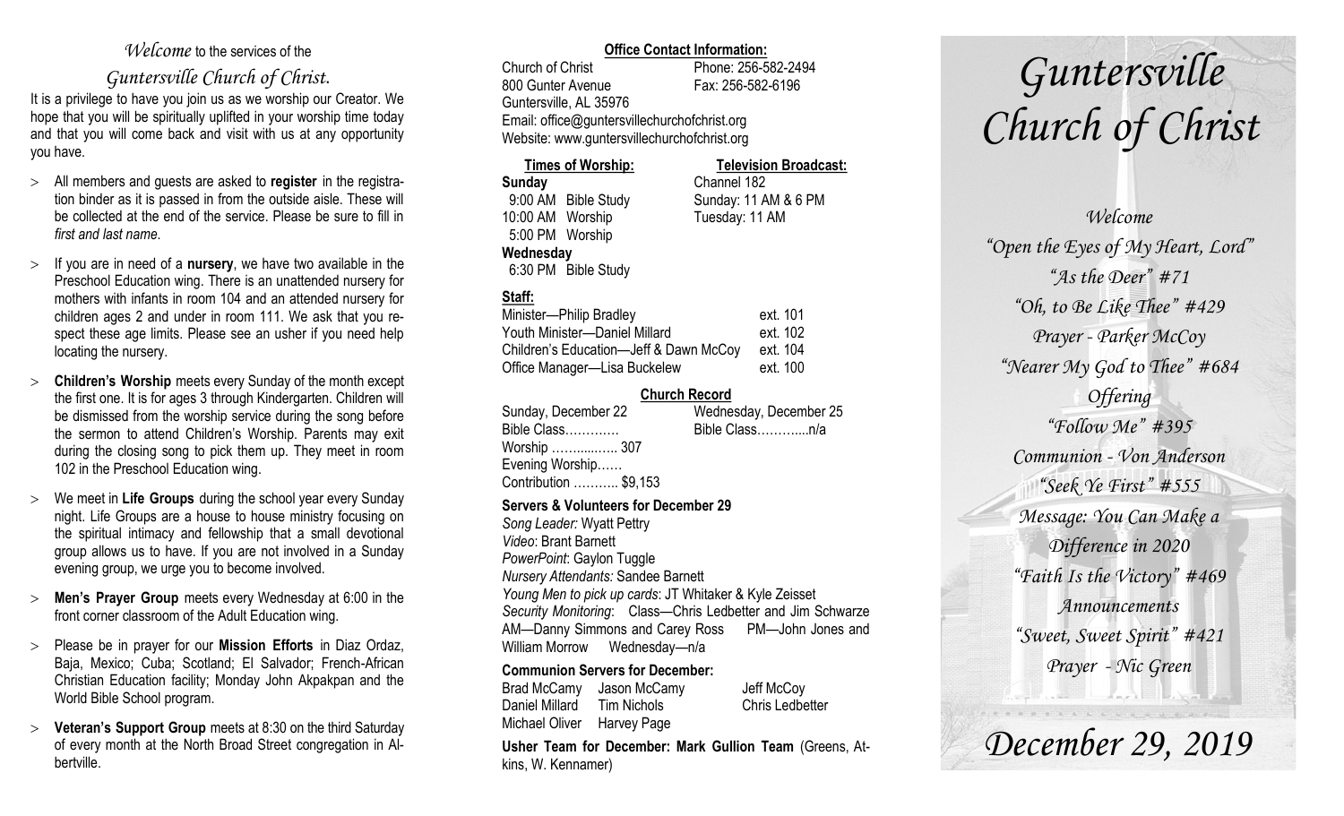*Welcome* to the services of the

*Guntersville Church of Christ.*

It is a privilege to have you join us as we worship our Creator. We hope that you will be spiritually uplifted in your worship time today and that you will come back and visit with us at any opportunity you have.

- All members and guests are asked to **register** in the registration binder as it is passed in from the outside aisle. These will be collected at the end of the service. Please be sure to fill in *first and last name*.
- If you are in need of a **nursery**, we have two available in the Preschool Education wing. There is an unattended nursery for mothers with infants in room 104 and an attended nursery for children ages 2 and under in room 111. We ask that you respect these age limits. Please see an usher if you need help locating the nursery.
- **Children's Worship** meets every Sunday of the month except the first one. It is for ages 3 through Kindergarten. Children will be dismissed from the worship service during the song before the sermon to attend Children's Worship. Parents may exit during the closing song to pick them up. They meet in room 102 in the Preschool Education wing.
- We meet in **Life Groups** during the school year every Sunday night. Life Groups are a house to house ministry focusing on the spiritual intimacy and fellowship that a small devotional group allows us to have. If you are not involved in a Sunday evening group, we urge you to become involved.
- **Men's Prayer Group** meets every Wednesday at 6:00 in the front corner classroom of the Adult Education wing.
- Please be in prayer for our **Mission Efforts** in Diaz Ordaz, Baja, Mexico; Cuba; Scotland; El Salvador; French-African Christian Education facility; Monday John Akpakpan and the World Bible School program.
- **Veteran's Support Group** meets at 8:30 on the third Saturday of every month at the North Broad Street congregation in Albertville.

**Office Contact Information:**

Church of Christ — Phone: 256-582-2494
800 Gunter Avenue — Fax: 256-582-6196
Guntersville, AL 35976
Email: office@guntersvillechurchofchrist.org
Website: www.guntersvillechurchofchrist.org

**Times of Worship:**

**Sunday**
9:00 AM Bible Study
10:00 AM Worship
5:00 PM Worship
**Wednesday**
6:30 PM Bible Study

**Television Broadcast:**

Channel 182
Sunday: 11 AM & 6 PM
Tuesday: 11 AM

**Staff:**

| | |
|---|---|
| Minister—Philip Bradley | ext. 101 |
| Youth Minister—Daniel Millard | ext. 102 |
| Children's Education—Jeff & Dawn McCoy | ext. 104 |
| Office Manager—Lisa Buckelew | ext. 100 |

**Church Record**

Sunday, December 22
Bible Class…………
Worship ……....…. 307
Evening Worship……
Contribution ……….. $9,153

Wednesday, December 25
Bible Class………....n/a

**Servers & Volunteers for December 29**

*Song Leader:* Wyatt Pettry
*Video*: Brant Barnett
*PowerPoint*: Gaylon Tuggle
*Nursery Attendants:* Sandee Barnett
*Young Men to pick up cards*: JT Whitaker & Kyle Zeisset
*Security Monitoring*: Class—Chris Ledbetter and Jim Schwarze AM—Danny Simmons and Carey Ross PM—John Jones and William Morrow Wednesday—n/a

**Communion Servers for December:**

| | | |
|---|---|---|
| Brad McCamy | Jason McCamy | Jeff McCoy |
| Daniel Millard | Tim Nichols | Chris Ledbetter |
| Michael Oliver | Harvey Page | |

**Usher Team for December: Mark Gullion Team** (Greens, Atkins, W. Kennamer)

# *Guntersville Church of Christ*

*Welcome*
*"Open the Eyes of My Heart, Lord"*
*"As the Deer" #71*
*"Oh, to Be Like Thee" #429*
*Prayer - Parker McCoy*
*"Nearer My God to Thee" #684*
*Offering*
*"Follow Me" #395*
*Communion - Von Anderson*
*"Seek Ye First" #555*
*Message: You Can Make a Difference in 2020*
*"Faith Is the Victory" #469*
*Announcements*
*"Sweet, Sweet Spirit" #421*
*Prayer - Nic Green*

*December 29, 2019*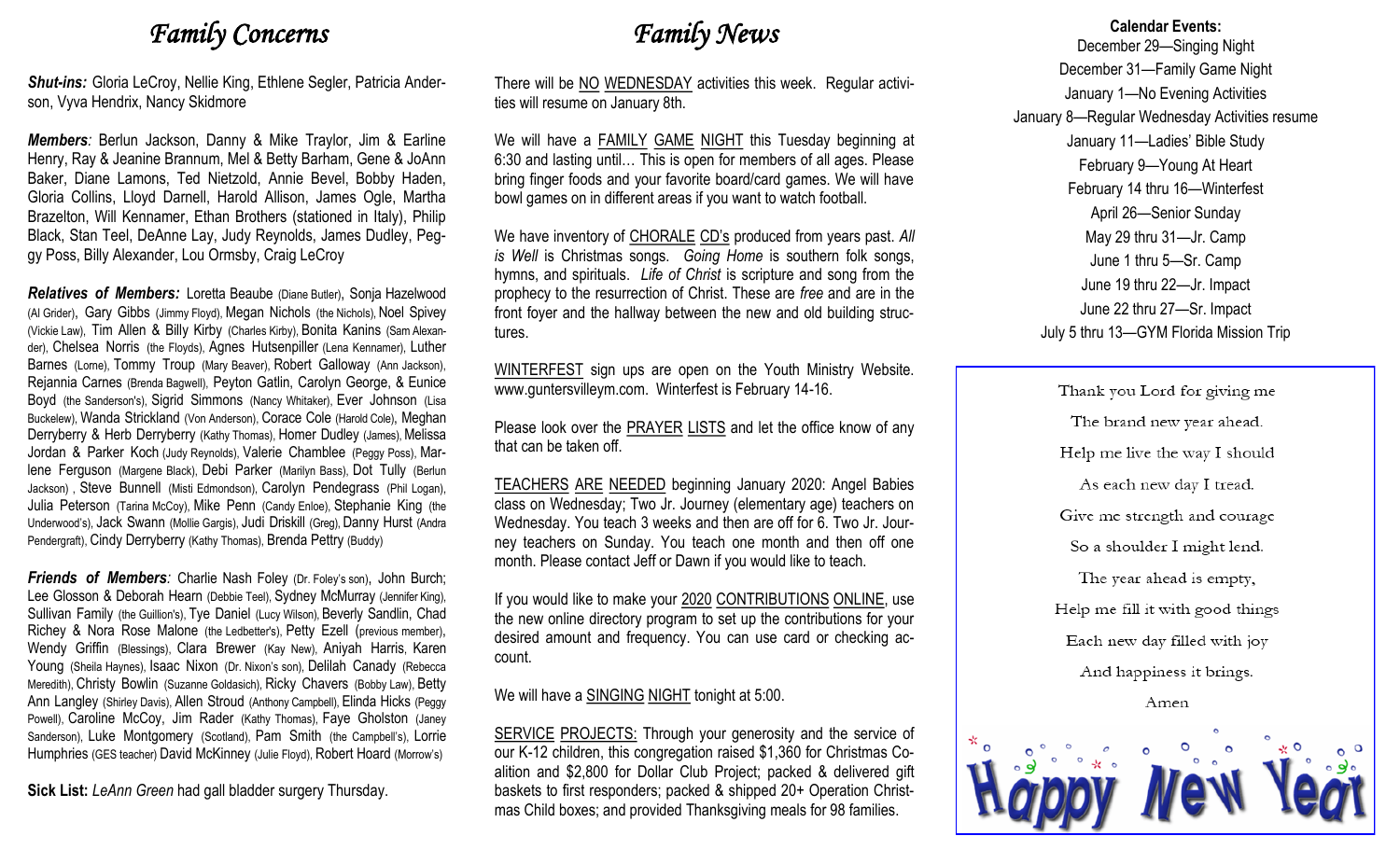# Family Concerns

***Shut-ins:*** Gloria LeCroy, Nellie King, Ethlene Segler, Patricia Anderson, Vyva Hendrix, Nancy Skidmore

***Members:*** Berlun Jackson, Danny & Mike Traylor, Jim & Earline Henry, Ray & Jeanine Brannum, Mel & Betty Barham, Gene & JoAnn Baker, Diane Lamons, Ted Nietzold, Annie Bevel, Bobby Haden, Gloria Collins, Lloyd Darnell, Harold Allison, James Ogle, Martha Brazelton, Will Kennamer, Ethan Brothers (stationed in Italy), Philip Black, Stan Teel, DeAnne Lay, Judy Reynolds, James Dudley, Peggy Poss, Billy Alexander, Lou Ormsby, Craig LeCroy

***Relatives of Members:*** Loretta Beaube (Diane Butler), Sonja Hazelwood (Al Grider), Gary Gibbs (Jimmy Floyd), Megan Nichols (the Nichols), Noel Spivey (Vickie Law), Tim Allen & Billy Kirby (Charles Kirby), Bonita Kanins (Sam Alexander), Chelsea Norris (the Floyds), Agnes Hutsenpiller (Lena Kennamer), Luther Barnes (Lorne), Tommy Troup (Mary Beaver), Robert Galloway (Ann Jackson), Rejannia Carnes (Brenda Bagwell), Peyton Gatlin, Carolyn George, & Eunice Boyd (the Sanderson's), Sigrid Simmons (Nancy Whitaker), Ever Johnson (Lisa Buckelew), Wanda Strickland (Von Anderson), Corace Cole (Harold Cole), Meghan Derryberry & Herb Derryberry (Kathy Thomas), Homer Dudley (James), Melissa Jordan & Parker Koch (Judy Reynolds), Valerie Chamblee (Peggy Poss), Marlene Ferguson (Margene Black), Debi Parker (Marilyn Bass), Dot Tully (Berlun Jackson) , Steve Bunnell (Misti Edmondson), Carolyn Pendegrass (Phil Logan), Julia Peterson (Tarina McCoy), Mike Penn (Candy Enloe), Stephanie King (the Underwood's), Jack Swann (Mollie Gargis), Judi Driskill (Greg), Danny Hurst (Andra Pendergraft), Cindy Derryberry (Kathy Thomas), Brenda Pettry (Buddy)

***Friends of Members:*** Charlie Nash Foley (Dr. Foley's son), John Burch; Lee Glosson & Deborah Hearn (Debbie Teel), Sydney McMurray (Jennifer King), Sullivan Family (the Guillion's), Tye Daniel (Lucy Wilson), Beverly Sandlin, Chad Richey & Nora Rose Malone (the Ledbetter's), Petty Ezell (previous member), Wendy Griffin (Blessings), Clara Brewer (Kay New), Aniyah Harris, Karen Young (Sheila Haynes), Isaac Nixon (Dr. Nixon's son), Delilah Canady (Rebecca Meredith), Christy Bowlin (Suzanne Goldasich), Ricky Chavers (Bobby Law), Betty Ann Langley (Shirley Davis), Allen Stroud (Anthony Campbell), Elinda Hicks (Peggy Powell), Caroline McCoy, Jim Rader (Kathy Thomas), Faye Gholston (Janey Sanderson), Luke Montgomery (Scotland), Pam Smith (the Campbell's), Lorrie Humphries (GES teacher) David McKinney (Julie Floyd), Robert Hoard (Morrow's)

**Sick List:** *LeAnn Green* had gall bladder surgery Thursday.

# Family News

There will be NO WEDNESDAY activities this week. Regular activities will resume on January 8th.

We will have a FAMILY GAME NIGHT this Tuesday beginning at 6:30 and lasting until… This is open for members of all ages. Please bring finger foods and your favorite board/card games. We will have bowl games on in different areas if you want to watch football.

We have inventory of CHORALE CD's produced from years past. *All is Well* is Christmas songs. *Going Home* is southern folk songs, hymns, and spirituals. *Life of Christ* is scripture and song from the prophecy to the resurrection of Christ. These are *free* and are in the front foyer and the hallway between the new and old building structures.

WINTERFEST sign ups are open on the Youth Ministry Website. www.guntersvilleym.com. Winterfest is February 14-16.

Please look over the PRAYER LISTS and let the office know of any that can be taken off.

TEACHERS ARE NEEDED beginning January 2020: Angel Babies class on Wednesday; Two Jr. Journey (elementary age) teachers on Wednesday. You teach 3 weeks and then are off for 6. Two Jr. Journey teachers on Sunday. You teach one month and then off one month. Please contact Jeff or Dawn if you would like to teach.

If you would like to make your 2020 CONTRIBUTIONS ONLINE, use the new online directory program to set up the contributions for your desired amount and frequency. You can use card or checking account.

We will have a SINGING NIGHT tonight at 5:00.

SERVICE PROJECTS: Through your generosity and the service of our K-12 children, this congregation raised $1,360 for Christmas Coalition and $2,800 for Dollar Club Project; packed & delivered gift baskets to first responders; packed & shipped 20+ Operation Christmas Child boxes; and provided Thanksgiving meals for 98 families.

**Calendar Events:**

December 29—Singing Night
December 31—Family Game Night
January 1—No Evening Activities
January 8—Regular Wednesday Activities resume
January 11—Ladies' Bible Study
February 9—Young At Heart
February 14 thru 16—Winterfest
April 26—Senior Sunday
May 29 thru 31—Jr. Camp
June 1 thru 5—Sr. Camp
June 19 thru 22—Jr. Impact
June 22 thru 27—Sr. Impact
July 5 thru 13—GYM Florida Mission Trip

Thank you Lord for giving me
The brand new year ahead.
Help me live the way I should
As each new day I tread.
Give me strength and courage
So a shoulder I might lend.
The year ahead is empty,
Help me fill it with good things
Each new day filled with joy
And happiness it brings.
Amen

Happy New Year